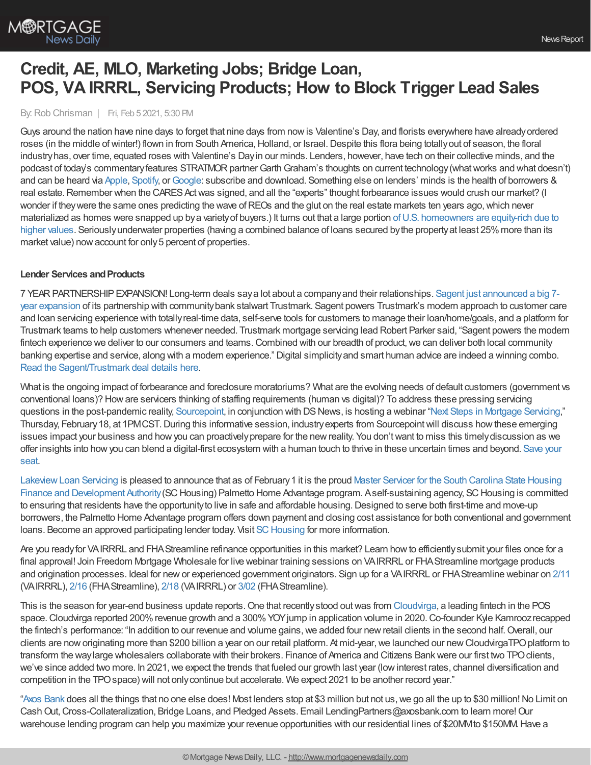# Credit, AE, MLO, Marketing Jobs; Bridge Loan, POS, VA IRRRL, Servicing Products; How to Block Trigger Lead Sales

By: Rob Chrisman | Fri, Feb 5 2021, 5:30 PM

Guys around the nation have nine days to forget that nine days from now is Valentine's Day, and florists everywhere have already ordered roses (in the middle of winter!) flown in from South America, Holland, or Israel. Despite this flora being totally out of season, the floral industry has, over time, equated roses with Valentine's Day in our minds. Lenders, however, have tech on their collective minds, and the podcast of today's commentary features STRATMOR partner Garth Graham's thoughts on current technology (what works and what doesn't) and can be heard via Apple, Spotify, or Google: subscribe and download. Something else on lenders' minds is the health of borrowers & real estate. Remember when the CARES Act was signed, and all the "experts" thought forbearance issues would crush our market? (I wonder if they were the same ones predicting the wave of REOs and the glut on the real estate markets ten years ago, which never materialized as homes were snapped up by a variety of buyers.) It turns out that a large portion of U.S. homeowners are equity-rich due to higher values. Seriously underwater properties (having a combined balance of loans secured by the property at least 25% more than its market value) now account for only 5 percent of properties.

**Lender Services and Products**

7 YEAR PARTNERSHIP EXPANSION! Long-term deals say a lot about a company and their relationships. Sagent just announced a big 7-year expansion of its partnership with community bank stalwart Trustmark. Sagent powers Trustmark's modern approach to customer care and loan servicing experience with totally real-time data, self-serve tools for customers to manage their loan/home/goals, and a platform for Trustmark teams to help customers whenever needed. Trustmark mortgage servicing lead Robert Parker said, "Sagent powers the modern fintech experience we deliver to our consumers and teams. Combined with our breadth of product, we can deliver both local community banking expertise and service, along with a modern experience." Digital simplicity and smart human advice are indeed a winning combo. Read the Sagent/Trustmark deal details here.

What is the ongoing impact of forbearance and foreclosure moratoriums? What are the evolving needs of default customers (government vs conventional loans)? How are servicers thinking of staffing requirements (human vs digital)? To address these pressing servicing questions in the post-pandemic reality, Sourcepoint, in conjunction with DS News, is hosting a webinar "Next Steps in Mortgage Servicing," Thursday, February 18, at 1PM CST. During this informative session, industry experts from Sourcepoint will discuss how these emerging issues impact your business and how you can proactively prepare for the new reality. You don't want to miss this timely discussion as we offer insights into how you can blend a digital-first ecosystem with a human touch to thrive in these uncertain times and beyond. Save your seat.

Lakeview Loan Servicing is pleased to announce that as of February 1 it is the proud Master Servicer for the South Carolina State Housing Finance and Development Authority (SC Housing) Palmetto Home Advantage program. A self-sustaining agency, SC Housing is committed to ensuring that residents have the opportunity to live in safe and affordable housing. Designed to serve both first-time and move-up borrowers, the Palmetto Home Advantage program offers down payment and closing cost assistance for both conventional and government loans. Become an approved participating lender today. Visit SC Housing for more information.

Are you ready for VA IRRRL and FHA Streamline refinance opportunities in this market? Learn how to efficiently submit your files once for a final approval! Join Freedom Mortgage Wholesale for live webinar training sessions on VA IRRRL or FHA Streamline mortgage products and origination processes. Ideal for new or experienced government originators. Sign up for a VA IRRRL or FHA Streamline webinar on 2/11 (VA IRRRL), 2/16 (FHA Streamline), 2/18 (VA IRRRL) or 3/02 (FHA Streamline).

This is the season for year-end business update reports. One that recently stood out was from Cloudvirga, a leading fintech in the POS space. Cloudvirga reported 200% revenue growth and a 300% YOY jump in application volume in 2020. Co-founder Kyle Kamrooz recapped the fintech's performance: "In addition to our revenue and volume gains, we added four new retail clients in the second half. Overall, our clients are now originating more than $200 billion a year on our retail platform. At mid-year, we launched our new Cloudvirga TPO platform to transform the way large wholesalers collaborate with their brokers. Finance of America and Citizens Bank were our first two TPO clients, we've since added two more. In 2021, we expect the trends that fueled our growth last year (low interest rates, channel diversification and competition in the TPO space) will not only continue but accelerate. We expect 2021 to be another record year."

"Axos Bank does all the things that no one else does! Most lenders stop at $3 million but not us, we go all the up to $30 million! No Limit on Cash Out, Cross-Collateralization, Bridge Loans, and Pledged Assets. Email LendingPartners@axosbank.com to learn more! Our warehouse lending program can help you maximize your revenue opportunities with our residential lines of $20MM to $150MM. Have a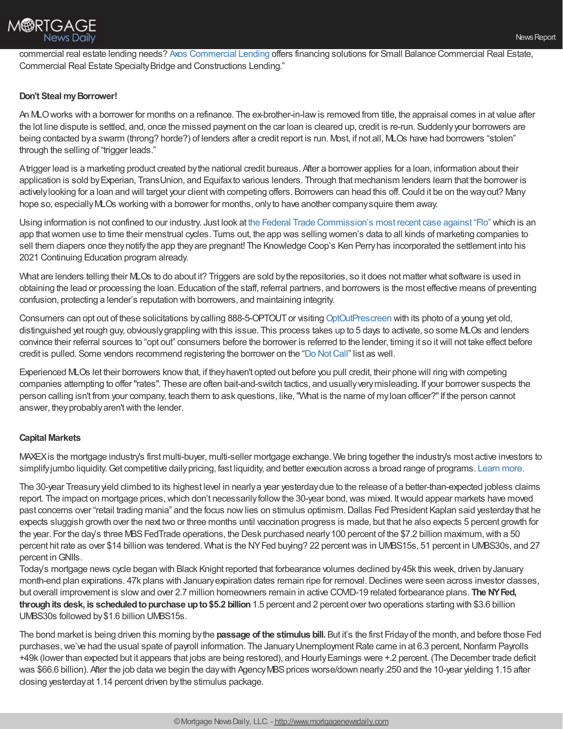commercial real estate lending needs? Axos Commercial Lending offers financing solutions for Small Balance Commercial Real Estate, Commercial Real Estate Specialty Bridge and Constructions Lending."

**Don't Steal my Borrower!**

An MLO works with a borrower for months on a refinance. The ex-brother-in-law is removed from title, the appraisal comes in at value after the lot line dispute is settled, and, once the missed payment on the car loan is cleared up, credit is re-run. Suddenly your borrowers are being contacted by a swarm (throng? horde?) of lenders after a credit report is run. Most, if not all, MLOs have had borrowers "stolen" through the selling of "trigger leads."

A trigger lead is a marketing product created by the national credit bureaus. After a borrower applies for a loan, information about their application is sold by Experian, TransUnion, and Equifax to various lenders. Through that mechanism lenders learn that the borrower is actively looking for a loan and will target your client with competing offers. Borrowers can head this off. Could it be on the way out? Many hope so, especially MLOs working with a borrower for months, only to have another company squire them away.

Using information is not confined to our industry. Just look at the Federal Trade Commission's most recent case against "Flo" which is an app that women use to time their menstrual cycles. Turns out, the app was selling women's data to all kinds of marketing companies to sell them diapers once they notify the app they are pregnant! The Knowledge Coop's Ken Perry has incorporated the settlement into his 2021 Continuing Education program already.

What are lenders telling their MLOs to do about it? Triggers are sold by the repositories, so it does not matter what software is used in obtaining the lead or processing the loan. Education of the staff, referral partners, and borrowers is the most effective means of preventing confusion, protecting a lender's reputation with borrowers, and maintaining integrity.

Consumers can opt out of these solicitations by calling 888-5-OPTOUT or visiting OptOutPrescreen with its photo of a young yet old, distinguished yet rough guy, obviously grappling with this issue. This process takes up to 5 days to activate, so some MLOs and lenders convince their referral sources to "opt out" consumers before the borrower is referred to the lender, timing it so it will not take effect before credit is pulled. Some vendors recommend registering the borrower on the "Do Not Call" list as well.

Experienced MLOs let their borrowers know that, if they haven't opted out before you pull credit, their phone will ring with competing companies attempting to offer "rates". These are often bait-and-switch tactics, and usually very misleading. If your borrower suspects the person calling isn't from your company, teach them to ask questions, like, "What is the name of my loan officer?" If the person cannot answer, they probably aren't with the lender.

**Capital Markets**

MAXEX is the mortgage industry's first multi-buyer, multi-seller mortgage exchange. We bring together the industry's most active investors to simplify jumbo liquidity. Get competitive daily pricing, fast liquidity, and better execution across a broad range of programs. Learn more.

The 30-year Treasury yield climbed to its highest level in nearly a year yesterday due to the release of a better-than-expected jobless claims report. The impact on mortgage prices, which don't necessarily follow the 30-year bond, was mixed. It would appear markets have moved past concerns over "retail trading mania" and the focus now lies on stimulus optimism. Dallas Fed President Kaplan said yesterday that he expects sluggish growth over the next two or three months until vaccination progress is made, but that he also expects 5 percent growth for the year. For the day's three MBS FedTrade operations, the Desk purchased nearly 100 percent of the $7.2 billion maximum, with a 50 percent hit rate as over $14 billion was tendered. What is the NY Fed buying? 22 percent was in UMBS15s, 51 percent in UMBS30s, and 27 percent in GNIIs.

Today's mortgage news cycle began with Black Knight reported that forbearance volumes declined by 45k this week, driven by January month-end plan expirations. 47k plans with January expiration dates remain ripe for removal. Declines were seen across investor classes, but overall improvement is slow and over 2.7 million homeowners remain in active COVID-19 related forbearance plans. **The NY Fed, through its desk, is scheduled to purchase up to $5.2 billion** 1.5 percent and 2 percent over two operations starting with $3.6 billion UMBS30s followed by $1.6 billion UMBS15s.

The bond market is being driven this morning by the **passage of the stimulus bill.** But it's the first Friday of the month, and before those Fed purchases, we've had the usual spate of payroll information. The January Unemployment Rate came in at 6.3 percent, Nonfarm Payrolls +49k (lower than expected but it appears that jobs are being restored), and Hourly Earnings were +.2 percent. (The December trade deficit was $66.6 billion). After the job data we begin the day with Agency MBS prices worse/down nearly .250 and the 10-year yielding 1.15 after closing yesterday at 1.14 percent driven by the stimulus package.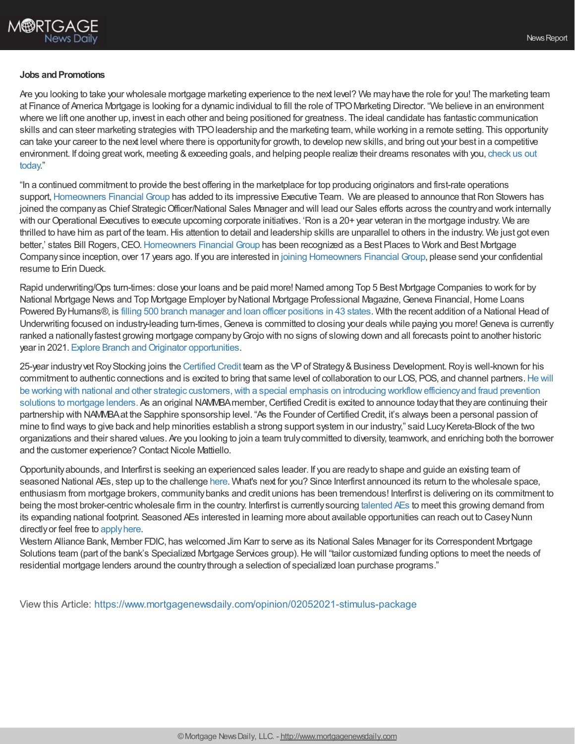**Jobs and Promotions**

Are you looking to take your wholesale mortgage marketing experience to the next level? We may have the role for you! The marketing team at Finance of America Mortgage is looking for a dynamic individual to fill the role of TPO Marketing Director. "We believe in an environment where we lift one another up, invest in each other and being positioned for greatness. The ideal candidate has fantastic communication skills and can steer marketing strategies with TPO leadership and the marketing team, while working in a remote setting. This opportunity can take your career to the next level where there is opportunity for growth, to develop new skills, and bring out your best in a competitive environment. If doing great work, meeting & exceeding goals, and helping people realize their dreams resonates with you, check us out today."

"In a continued commitment to provide the best offering in the marketplace for top producing originators and first-rate operations support, Homeowners Financial Group has added to its impressive Executive Team. We are pleased to announce that Ron Stowers has joined the company as Chief Strategic Officer/National Sales Manager and will lead our Sales efforts across the country and work internally with our Operational Executives to execute upcoming corporate initiatives. 'Ron is a 20+ year veteran in the mortgage industry. We are thrilled to have him as part of the team. His attention to detail and leadership skills are unparallel to others in the industry. We just got even better,' states Bill Rogers, CEO. Homeowners Financial Group has been recognized as a Best Places to Work and Best Mortgage Company since inception, over 17 years ago. If you are interested in joining Homeowners Financial Group, please send your confidential resume to Erin Dueck.

Rapid underwriting/Ops turn-times: close your loans and be paid more! Named among Top 5 Best Mortgage Companies to work for by National Mortgage News and Top Mortgage Employer by National Mortgage Professional Magazine, Geneva Financial, Home Loans Powered By Humans®, is filling 500 branch manager and loan officer positions in 43 states. With the recent addition of a National Head of Underwriting focused on industry-leading turn-times, Geneva is committed to closing your deals while paying you more! Geneva is currently ranked a nationally fastest growing mortgage company by Grojo with no signs of slowing down and all forecasts point to another historic year in 2021. Explore Branch and Originator opportunities.

25-year industry vet Roy Stocking joins the Certified Credit team as the VP of Strategy & Business Development. Roy is well-known for his commitment to authentic connections and is excited to bring that same level of collaboration to our LOS, POS, and channel partners. He will be working with national and other strategic customers, with a special emphasis on introducing workflow efficiency and fraud prevention solutions to mortgage lenders. As an original NAMMBA member, Certified Credit is excited to announce today that they are continuing their partnership with NAMMBA at the Sapphire sponsorship level. "As the Founder of Certified Credit, it's always been a personal passion of mine to find ways to give back and help minorities establish a strong support system in our industry," said Lucy Kereta-Block of the two organizations and their shared values. Are you looking to join a team truly committed to diversity, teamwork, and enriching both the borrower and the customer experience? Contact Nicole Mattiello.

Opportunity abounds, and Interfirst is seeking an experienced sales leader. If you are ready to shape and guide an existing team of seasoned National AEs, step up to the challenge here. What's next for you? Since Interfirst announced its return to the wholesale space, enthusiasm from mortgage brokers, community banks and credit unions has been tremendous! Interfirst is delivering on its commitment to being the most broker-centric wholesale firm in the country. Interfirst is currently sourcing talented AEs to meet this growing demand from its expanding national footprint. Seasoned AEs interested in learning more about available opportunities can reach out to Casey Nunn directly or feel free to apply here.

Western Alliance Bank, Member FDIC, has welcomed Jim Karr to serve as its National Sales Manager for its Correspondent Mortgage Solutions team (part of the bank's Specialized Mortgage Services group). He will "tailor customized funding options to meet the needs of residential mortgage lenders around the country through a selection of specialized loan purchase programs."

View this Article: https://www.mortgagenewsdaily.com/opinion/02052021-stimulus-package